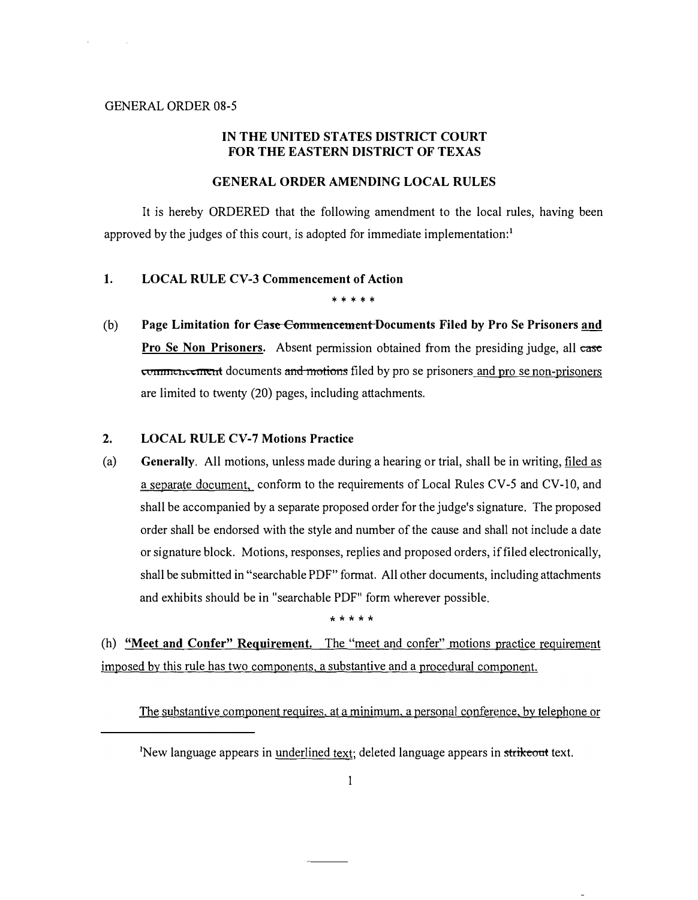GENERAL ORDER 08-5

**IN THE UNITED STATES DISTRICT COURT**
**FOR THE EASTERN DISTRICT OF TEXAS**

**GENERAL ORDER AMENDING LOCAL RULES**

It is hereby ORDERED that the following amendment to the local rules, having been approved by the judges of this court, is adopted for immediate implementation:[1]

## 1. LOCAL RULE CV-3 Commencement of Action

\* \* \* \* \*

(b) **Page Limitation for ~~Case Commencement~~ Documents Filed by Pro Se Prisoners <u>and Pro Se Non Prisoners</u>.** Absent permission obtained from the presiding judge, all ~~case commencement~~ documents ~~and motions~~ filed by pro se prisoners <u>and pro se non-prisoners</u> are limited to twenty (20) pages, including attachments.

## 2. LOCAL RULE CV-7 Motions Practice

(a) **Generally**. All motions, unless made during a hearing or trial, shall be in writing, <u>filed as a separate document,</u> conform to the requirements of Local Rules CV-5 and CV-10, and shall be accompanied by a separate proposed order for the judge's signature. The proposed order shall be endorsed with the style and number of the cause and shall not include a date or signature block. Motions, responses, replies and proposed orders, if filed electronically, shall be submitted in "searchable PDF" format. All other documents, including attachments and exhibits should be in "searchable PDF" form wherever possible.

\* \* \* \* \*

(h) <u>**"Meet and Confer" Requirement.**</u> <u>The "meet and confer" motions practice requirement imposed by this rule has two components, a substantive and a procedural component.</u>

<u>The substantive component requires, at a minimum, a personal conference, by telephone or</u>

[1] New language appears in <u>underlined text</u>; deleted language appears in ~~strikeout~~ text.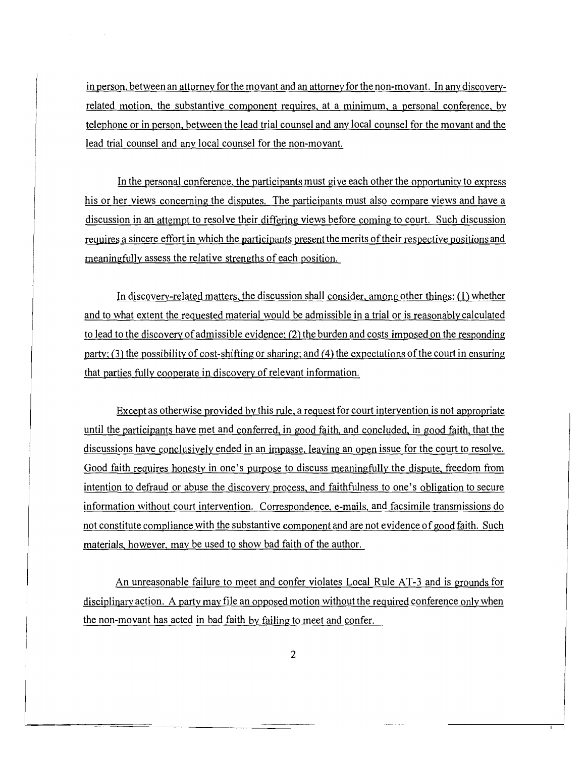in person, between an attorney for the movant and an attorney for the non-movant. In any discovery-related motion, the substantive component requires, at a minimum, a personal conference, by telephone or in person, between the lead trial counsel and any local counsel for the movant and the lead trial counsel and any local counsel for the non-movant.

In the personal conference, the participants must give each other the opportunity to express his or her views concerning the disputes. The participants must also compare views and have a discussion in an attempt to resolve their differing views before coming to court. Such discussion requires a sincere effort in which the participants present the merits of their respective positions and meaningfully assess the relative strengths of each position.

In discovery-related matters, the discussion shall consider, among other things: (1) whether and to what extent the requested material would be admissible in a trial or is reasonably calculated to lead to the discovery of admissible evidence; (2) the burden and costs imposed on the responding party; (3) the possibility of cost-shifting or sharing; and (4) the expectations of the court in ensuring that parties fully cooperate in discovery of relevant information.

Except as otherwise provided by this rule, a request for court intervention is not appropriate until the participants have met and conferred, in good faith, and concluded, in good faith, that the discussions have conclusively ended in an impasse, leaving an open issue for the court to resolve. Good faith requires honesty in one's purpose to discuss meaningfully the dispute, freedom from intention to defraud or abuse the discovery process, and faithfulness to one's obligation to secure information without court intervention. Correspondence, e-mails, and facsimile transmissions do not constitute compliance with the substantive component and are not evidence of good faith. Such materials, however, may be used to show bad faith of the author.

An unreasonable failure to meet and confer violates Local Rule AT-3 and is grounds for disciplinary action. A party may file an opposed motion without the required conference only when the non-movant has acted in bad faith by failing to meet and confer.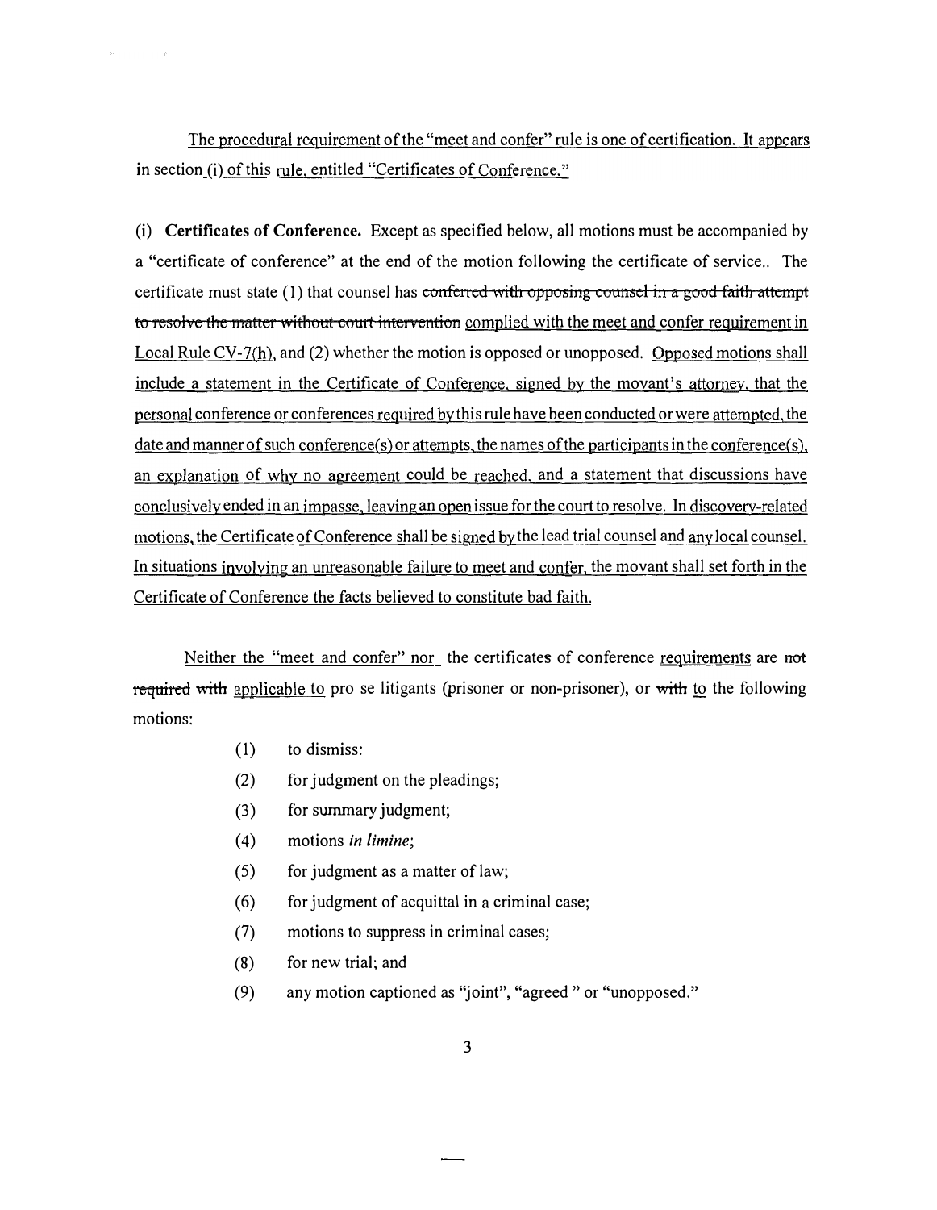The procedural requirement of the "meet and confer" rule is one of certification. It appears in section (i) of this rule, entitled "Certificates of Conference,"

(i) **Certificates of Conference.** Except as specified below, all motions must be accompanied by a "certificate of conference" at the end of the motion following the certificate of service.. The certificate must state (1) that counsel has ~~conferred with opposing counsel in a good faith attempt to resolve the matter without court intervention~~ complied with the meet and confer requirement in Local Rule CV-7(h), and (2) whether the motion is opposed or unopposed. Opposed motions shall include a statement in the Certificate of Conference, signed by the movant's attorney, that the personal conference or conferences required by this rule have been conducted or were attempted, the date and manner of such conference(s) or attempts, the names of the participants in the conference(s), an explanation of why no agreement could be reached, and a statement that discussions have conclusively ended in an impasse, leaving an open issue for the court to resolve. In discovery-related motions, the Certificate of Conference shall be signed by the lead trial counsel and any local counsel. In situations involving an unreasonable failure to meet and confer, the movant shall set forth in the Certificate of Conference the facts believed to constitute bad faith.

Neither the "meet and confer" nor the certificates of conference requirements are ~~not required with~~ applicable to pro se litigants (prisoner or non-prisoner), or ~~with~~ to the following motions:

(1) to dismiss:
(2) for judgment on the pleadings;
(3) for summary judgment;
(4) motions *in limine*;
(5) for judgment as a matter of law;
(6) for judgment of acquittal in a criminal case;
(7) motions to suppress in criminal cases;
(8) for new trial; and
(9) any motion captioned as "joint", "agreed " or "unopposed."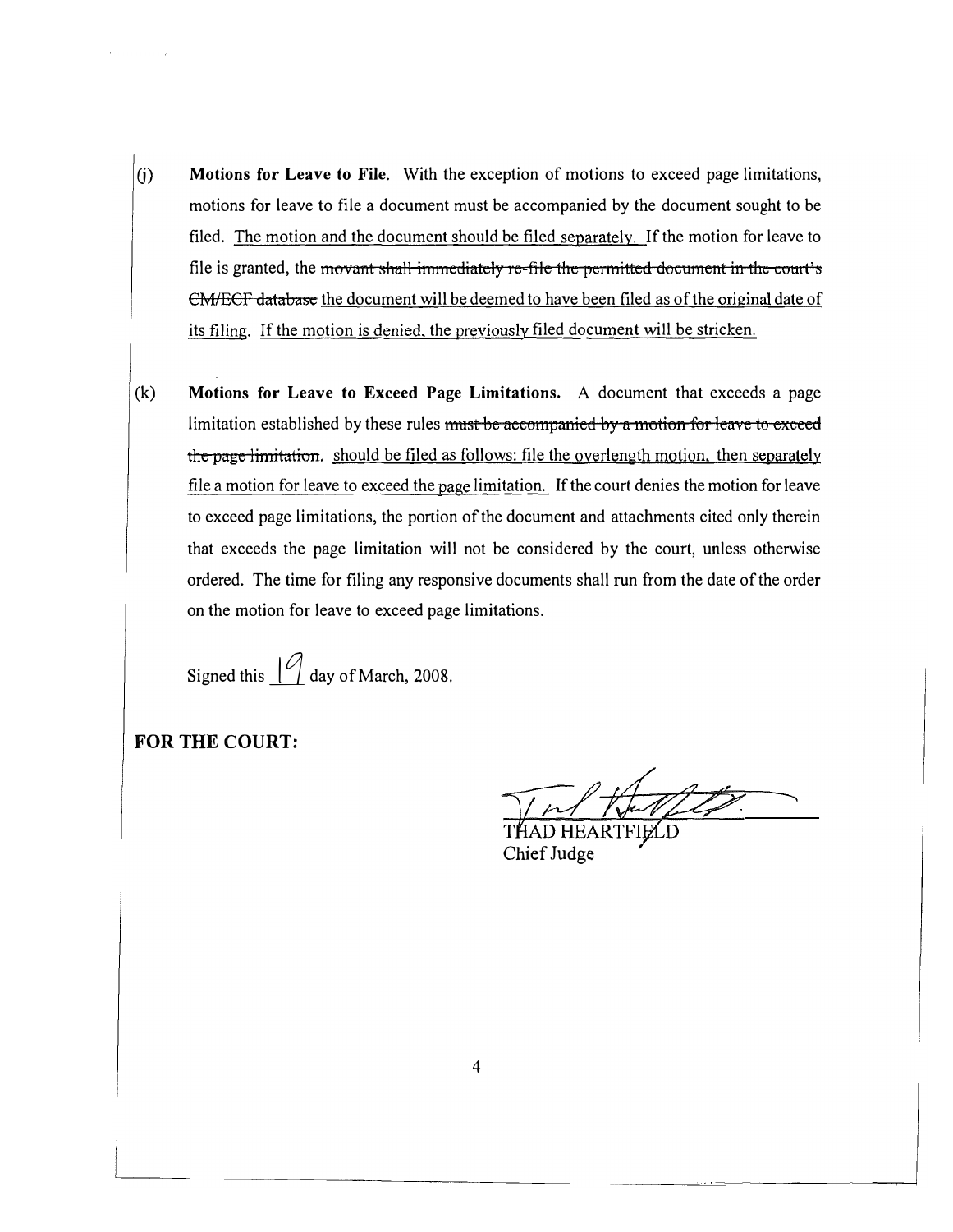(j) **Motions for Leave to File.** With the exception of motions to exceed page limitations, motions for leave to file a document must be accompanied by the document sought to be filed. The motion and the document should be filed separately. If the motion for leave to file is granted, the ~~movant shall immediately re-file the permitted document in the court's CM/ECF database~~ the document will be deemed to have been filed as of the original date of its filing. If the motion is denied, the previously filed document will be stricken.

(k) **Motions for Leave to Exceed Page Limitations.** A document that exceeds a page limitation established by these rules ~~must be accompanied by a motion for leave to exceed the page limitation.~~ should be filed as follows: file the overlength motion, then separately file a motion for leave to exceed the page limitation. If the court denies the motion for leave to exceed page limitations, the portion of the document and attachments cited only therein that exceeds the page limitation will not be considered by the court, unless otherwise ordered. The time for filing any responsive documents shall run from the date of the order on the motion for leave to exceed page limitations.

Signed this 19 day of March, 2008.

**FOR THE COURT:**

THAD HEARTFIELD
Chief Judge